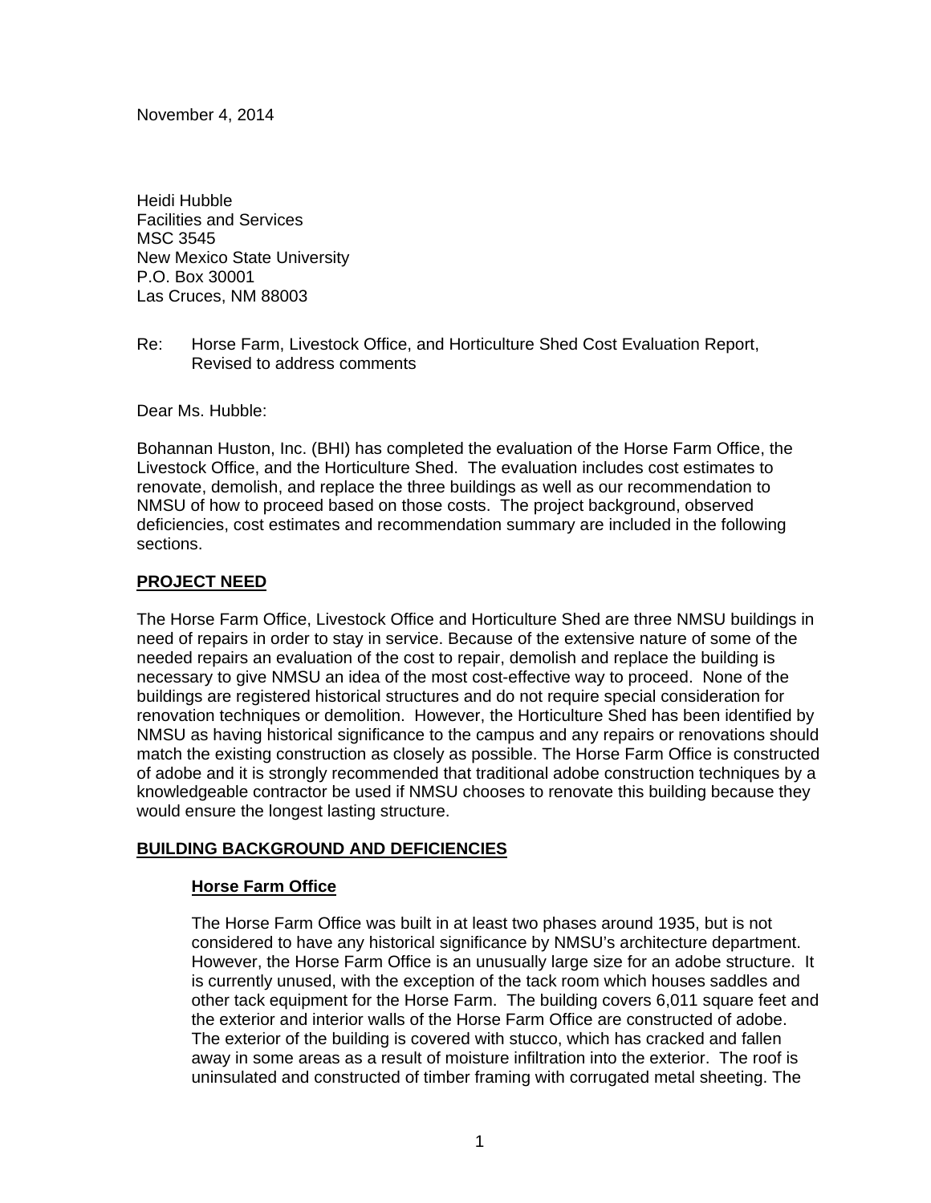November 4, 2014

Heidi Hubble
Facilities and Services
MSC 3545
New Mexico State University
P.O. Box 30001
Las Cruces, NM 88003

Re: Horse Farm, Livestock Office, and Horticulture Shed Cost Evaluation Report, Revised to address comments

Dear Ms. Hubble:

Bohannan Huston, Inc. (BHI) has completed the evaluation of the Horse Farm Office, the Livestock Office, and the Horticulture Shed. The evaluation includes cost estimates to renovate, demolish, and replace the three buildings as well as our recommendation to NMSU of how to proceed based on those costs. The project background, observed deficiencies, cost estimates and recommendation summary are included in the following sections.

## PROJECT NEED

The Horse Farm Office, Livestock Office and Horticulture Shed are three NMSU buildings in need of repairs in order to stay in service. Because of the extensive nature of some of the needed repairs an evaluation of the cost to repair, demolish and replace the building is necessary to give NMSU an idea of the most cost-effective way to proceed. None of the buildings are registered historical structures and do not require special consideration for renovation techniques or demolition. However, the Horticulture Shed has been identified by NMSU as having historical significance to the campus and any repairs or renovations should match the existing construction as closely as possible. The Horse Farm Office is constructed of adobe and it is strongly recommended that traditional adobe construction techniques by a knowledgeable contractor be used if NMSU chooses to renovate this building because they would ensure the longest lasting structure.

## BUILDING BACKGROUND AND DEFICIENCIES

### Horse Farm Office

The Horse Farm Office was built in at least two phases around 1935, but is not considered to have any historical significance by NMSU's architecture department. However, the Horse Farm Office is an unusually large size for an adobe structure. It is currently unused, with the exception of the tack room which houses saddles and other tack equipment for the Horse Farm. The building covers 6,011 square feet and the exterior and interior walls of the Horse Farm Office are constructed of adobe. The exterior of the building is covered with stucco, which has cracked and fallen away in some areas as a result of moisture infiltration into the exterior. The roof is uninsulated and constructed of timber framing with corrugated metal sheeting. The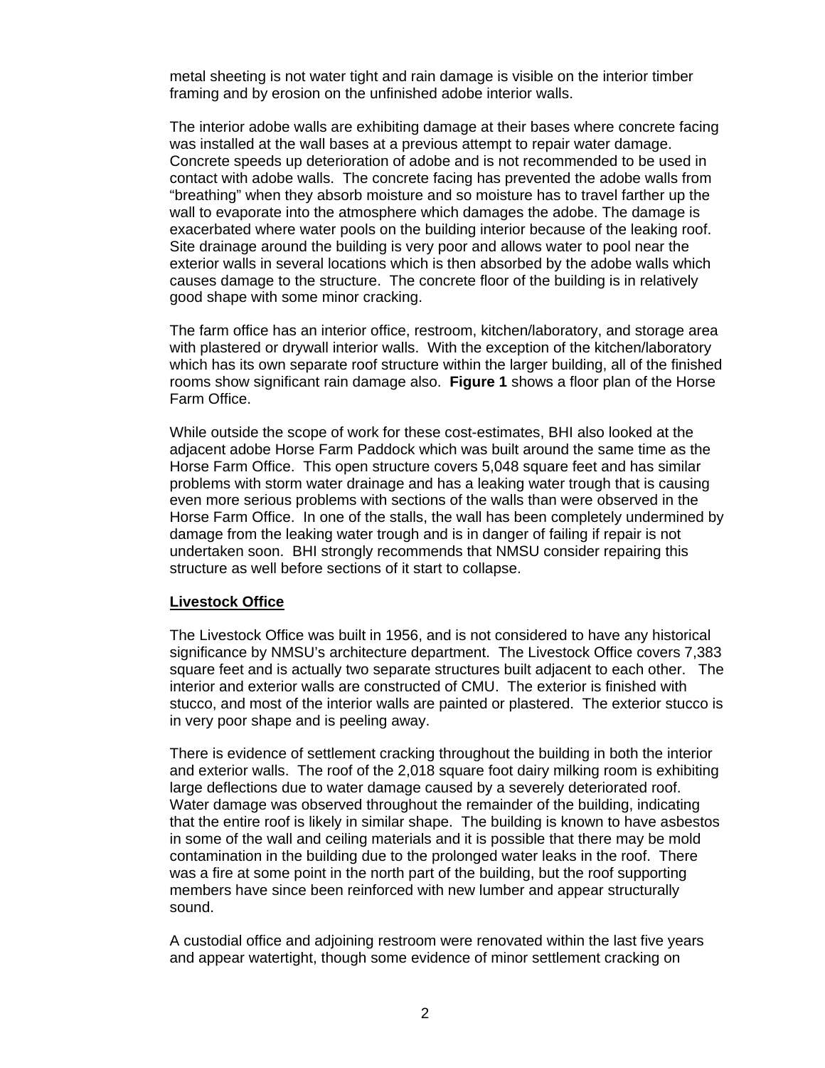metal sheeting is not water tight and rain damage is visible on the interior timber framing and by erosion on the unfinished adobe interior walls.

The interior adobe walls are exhibiting damage at their bases where concrete facing was installed at the wall bases at a previous attempt to repair water damage. Concrete speeds up deterioration of adobe and is not recommended to be used in contact with adobe walls. The concrete facing has prevented the adobe walls from "breathing" when they absorb moisture and so moisture has to travel farther up the wall to evaporate into the atmosphere which damages the adobe. The damage is exacerbated where water pools on the building interior because of the leaking roof. Site drainage around the building is very poor and allows water to pool near the exterior walls in several locations which is then absorbed by the adobe walls which causes damage to the structure. The concrete floor of the building is in relatively good shape with some minor cracking.

The farm office has an interior office, restroom, kitchen/laboratory, and storage area with plastered or drywall interior walls. With the exception of the kitchen/laboratory which has its own separate roof structure within the larger building, all of the finished rooms show significant rain damage also. **Figure 1** shows a floor plan of the Horse Farm Office.

While outside the scope of work for these cost-estimates, BHI also looked at the adjacent adobe Horse Farm Paddock which was built around the same time as the Horse Farm Office. This open structure covers 5,048 square feet and has similar problems with storm water drainage and has a leaking water trough that is causing even more serious problems with sections of the walls than were observed in the Horse Farm Office. In one of the stalls, the wall has been completely undermined by damage from the leaking water trough and is in danger of failing if repair is not undertaken soon. BHI strongly recommends that NMSU consider repairing this structure as well before sections of it start to collapse.

**Livestock Office**

The Livestock Office was built in 1956, and is not considered to have any historical significance by NMSU's architecture department. The Livestock Office covers 7,383 square feet and is actually two separate structures built adjacent to each other. The interior and exterior walls are constructed of CMU. The exterior is finished with stucco, and most of the interior walls are painted or plastered. The exterior stucco is in very poor shape and is peeling away.

There is evidence of settlement cracking throughout the building in both the interior and exterior walls. The roof of the 2,018 square foot dairy milking room is exhibiting large deflections due to water damage caused by a severely deteriorated roof. Water damage was observed throughout the remainder of the building, indicating that the entire roof is likely in similar shape. The building is known to have asbestos in some of the wall and ceiling materials and it is possible that there may be mold contamination in the building due to the prolonged water leaks in the roof. There was a fire at some point in the north part of the building, but the roof supporting members have since been reinforced with new lumber and appear structurally sound.

A custodial office and adjoining restroom were renovated within the last five years and appear watertight, though some evidence of minor settlement cracking on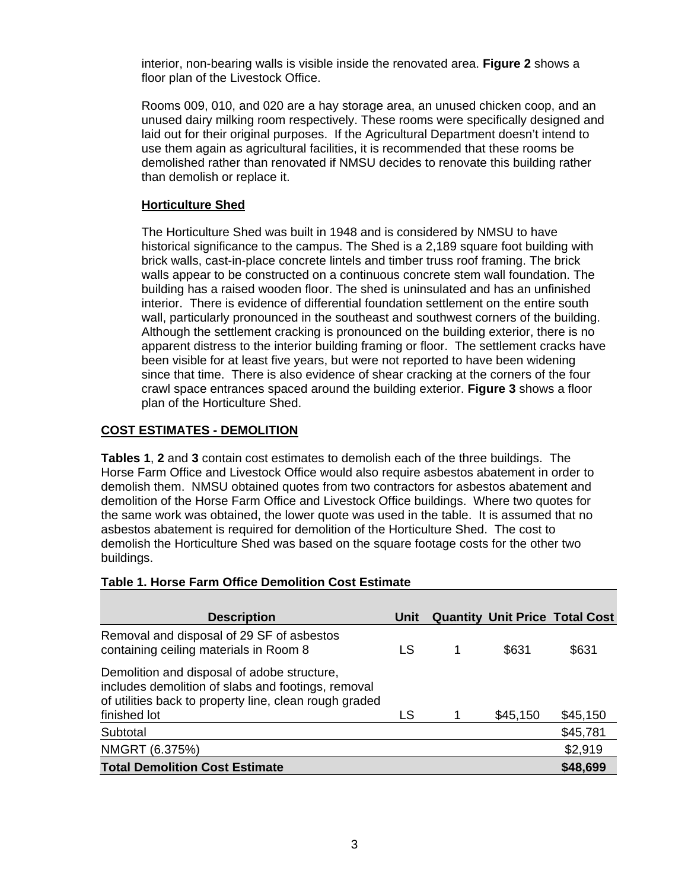interior, non-bearing walls is visible inside the renovated area. **Figure 2** shows a floor plan of the Livestock Office.

Rooms 009, 010, and 020 are a hay storage area, an unused chicken coop, and an unused dairy milking room respectively. These rooms were specifically designed and laid out for their original purposes. If the Agricultural Department doesn't intend to use them again as agricultural facilities, it is recommended that these rooms be demolished rather than renovated if NMSU decides to renovate this building rather than demolish or replace it.

**Horticulture Shed**

The Horticulture Shed was built in 1948 and is considered by NMSU to have historical significance to the campus. The Shed is a 2,189 square foot building with brick walls, cast-in-place concrete lintels and timber truss roof framing. The brick walls appear to be constructed on a continuous concrete stem wall foundation. The building has a raised wooden floor. The shed is uninsulated and has an unfinished interior. There is evidence of differential foundation settlement on the entire south wall, particularly pronounced in the southeast and southwest corners of the building. Although the settlement cracking is pronounced on the building exterior, there is no apparent distress to the interior building framing or floor. The settlement cracks have been visible for at least five years, but were not reported to have been widening since that time. There is also evidence of shear cracking at the corners of the four crawl space entrances spaced around the building exterior. **Figure 3** shows a floor plan of the Horticulture Shed.

## COST ESTIMATES - DEMOLITION

**Tables 1**, **2** and **3** contain cost estimates to demolish each of the three buildings. The Horse Farm Office and Livestock Office would also require asbestos abatement in order to demolish them. NMSU obtained quotes from two contractors for asbestos abatement and demolition of the Horse Farm Office and Livestock Office buildings. Where two quotes for the same work was obtained, the lower quote was used in the table. It is assumed that no asbestos abatement is required for demolition of the Horticulture Shed. The cost to demolish the Horticulture Shed was based on the square footage costs for the other two buildings.

**Table 1. Horse Farm Office Demolition Cost Estimate**

| Description | Unit | Quantity | Unit Price | Total Cost |
|---|---|---|---|---|
| Removal and disposal of 29 SF of asbestos containing ceiling materials in Room 8 | LS | 1 | $631 | $631 |
| Demolition and disposal of adobe structure, includes demolition of slabs and footings, removal of utilities back to property line, clean rough graded finished lot | LS | 1 | $45,150 | $45,150 |
| Subtotal | | | | $45,781 |
| NMGRT (6.375%) | | | | $2,919 |
| **Total Demolition Cost Estimate** | | | | **$48,699** |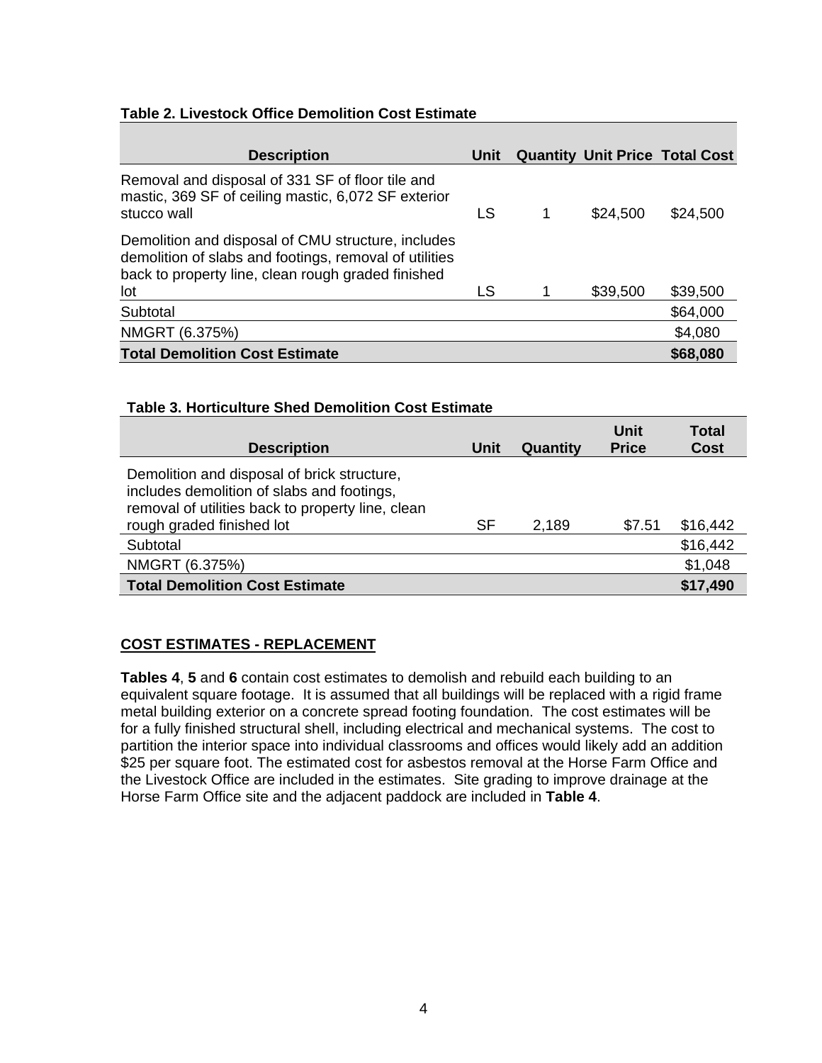**Table 2. Livestock Office Demolition Cost Estimate**

| Description | Unit | Quantity | Unit Price | Total Cost |
|---|---|---|---|---|
| Removal and disposal of 331 SF of floor tile and mastic, 369 SF of ceiling mastic, 6,072 SF exterior stucco wall | LS | 1 | $24,500 | $24,500 |
| Demolition and disposal of CMU structure, includes demolition of slabs and footings, removal of utilities back to property line, clean rough graded finished lot | LS | 1 | $39,500 | $39,500 |
| Subtotal | | | | $64,000 |
| NMGRT (6.375%) | | | | $4,080 |
| **Total Demolition Cost Estimate** | | | | **$68,080** |

**Table 3. Horticulture Shed Demolition Cost Estimate**

| Description | Unit | Quantity | Unit Price | Total Cost |
|---|---|---|---|---|
| Demolition and disposal of brick structure, includes demolition of slabs and footings, removal of utilities back to property line, clean rough graded finished lot | SF | 2,189 | $7.51 | $16,442 |
| Subtotal | | | | $16,442 |
| NMGRT (6.375%) | | | | $1,048 |
| **Total Demolition Cost Estimate** | | | | **$17,490** |

**COST ESTIMATES - REPLACEMENT**

**Tables 4**, **5** and **6** contain cost estimates to demolish and rebuild each building to an equivalent square footage. It is assumed that all buildings will be replaced with a rigid frame metal building exterior on a concrete spread footing foundation. The cost estimates will be for a fully finished structural shell, including electrical and mechanical systems. The cost to partition the interior space into individual classrooms and offices would likely add an addition $25 per square foot. The estimated cost for asbestos removal at the Horse Farm Office and the Livestock Office are included in the estimates. Site grading to improve drainage at the Horse Farm Office site and the adjacent paddock are included in **Table 4**.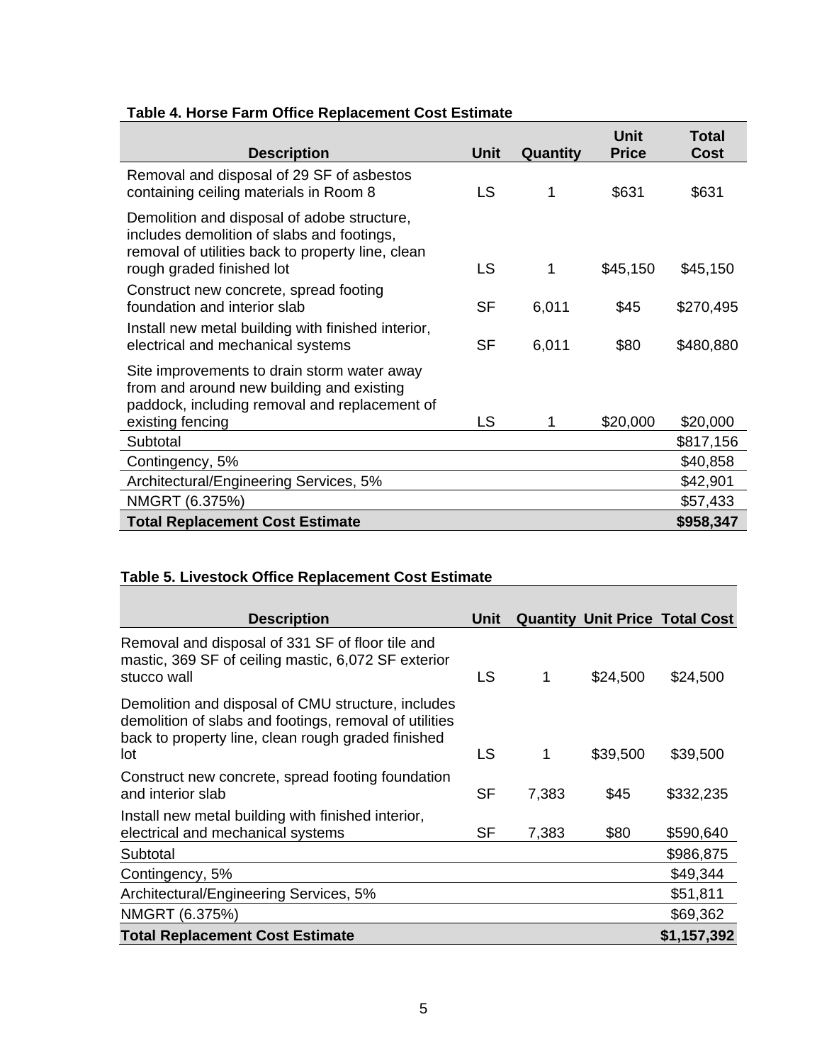**Table 4. Horse Farm Office Replacement Cost Estimate**

| Description | Unit | Quantity | Unit Price | Total Cost |
|---|---|---|---|---|
| Removal and disposal of 29 SF of asbestos containing ceiling materials in Room 8 | LS | 1 | $631 | $631 |
| Demolition and disposal of adobe structure, includes demolition of slabs and footings, removal of utilities back to property line, clean rough graded finished lot | LS | 1 | $45,150 | $45,150 |
| Construct new concrete, spread footing foundation and interior slab | SF | 6,011 | $45 | $270,495 |
| Install new metal building with finished interior, electrical and mechanical systems | SF | 6,011 | $80 | $480,880 |
| Site improvements to drain storm water away from and around new building and existing paddock, including removal and replacement of existing fencing | LS | 1 | $20,000 | $20,000 |
| Subtotal | | | | $817,156 |
| Contingency, 5% | | | | $40,858 |
| Architectural/Engineering Services, 5% | | | | $42,901 |
| NMGRT (6.375%) | | | | $57,433 |
| **Total Replacement Cost Estimate** | | | | **$958,347** |

**Table 5. Livestock Office Replacement Cost Estimate**

| Description | Unit | Quantity | Unit Price | Total Cost |
|---|---|---|---|---|
| Removal and disposal of 331 SF of floor tile and mastic, 369 SF of ceiling mastic, 6,072 SF exterior stucco wall | LS | 1 | $24,500 | $24,500 |
| Demolition and disposal of CMU structure, includes demolition of slabs and footings, removal of utilities back to property line, clean rough graded finished lot | LS | 1 | $39,500 | $39,500 |
| Construct new concrete, spread footing foundation and interior slab | SF | 7,383 | $45 | $332,235 |
| Install new metal building with finished interior, electrical and mechanical systems | SF | 7,383 | $80 | $590,640 |
| Subtotal | | | | $986,875 |
| Contingency, 5% | | | | $49,344 |
| Architectural/Engineering Services, 5% | | | | $51,811 |
| NMGRT (6.375%) | | | | $69,362 |
| **Total Replacement Cost Estimate** | | | | **$1,157,392** |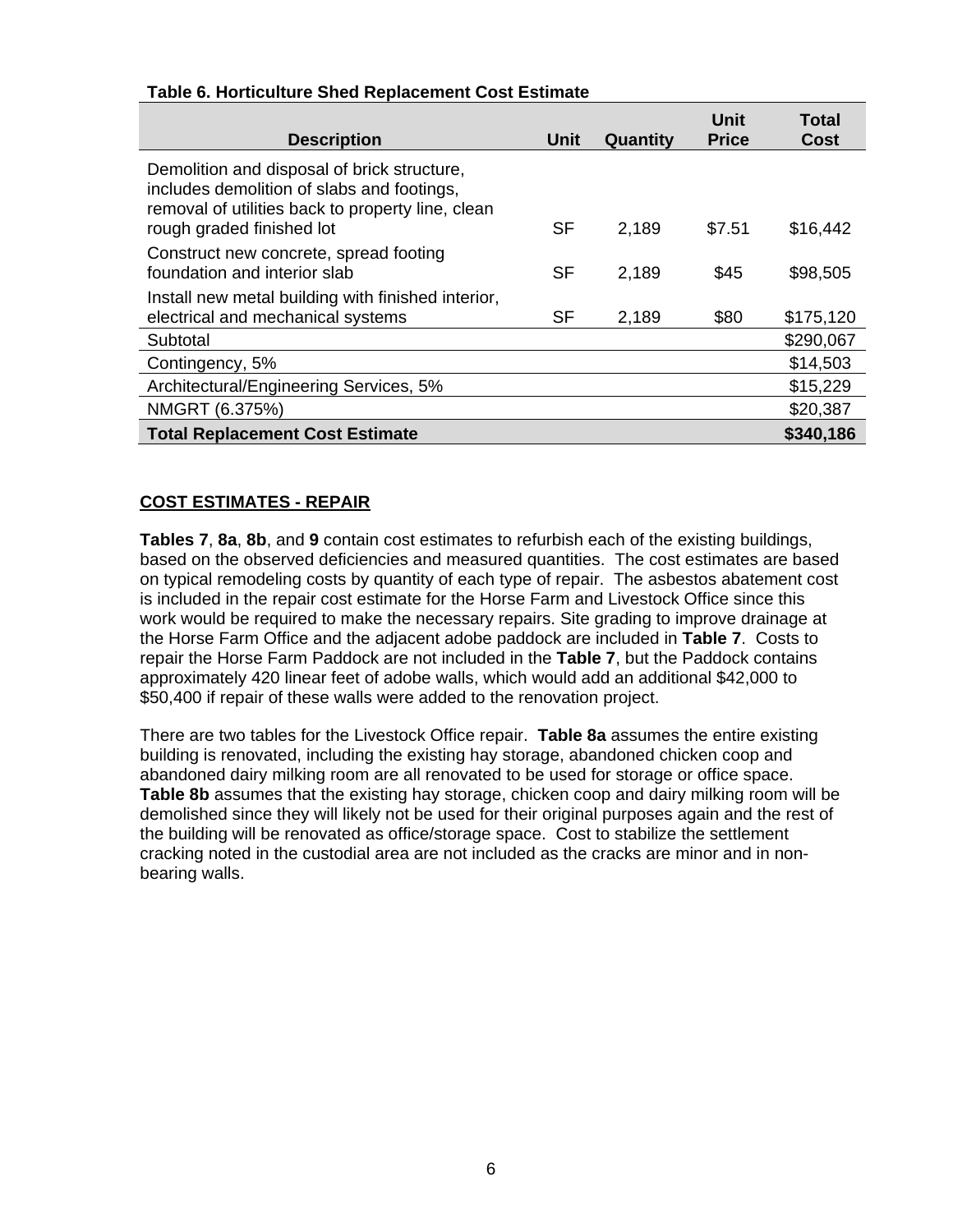**Table 6. Horticulture Shed Replacement Cost Estimate**

| Description | Unit | Quantity | Unit Price | Total Cost |
|---|---|---|---|---|
| Demolition and disposal of brick structure, includes demolition of slabs and footings, removal of utilities back to property line, clean rough graded finished lot | SF | 2,189 | $7.51 | $16,442 |
| Construct new concrete, spread footing foundation and interior slab | SF | 2,189 | $45 | $98,505 |
| Install new metal building with finished interior, electrical and mechanical systems | SF | 2,189 | $80 | $175,120 |
| Subtotal | | | | $290,067 |
| Contingency, 5% | | | | $14,503 |
| Architectural/Engineering Services, 5% | | | | $15,229 |
| NMGRT (6.375%) | | | | $20,387 |
| **Total Replacement Cost Estimate** | | | | **$340,186** |

## COST ESTIMATES - REPAIR

**Tables 7**, **8a**, **8b**, and **9** contain cost estimates to refurbish each of the existing buildings, based on the observed deficiencies and measured quantities. The cost estimates are based on typical remodeling costs by quantity of each type of repair. The asbestos abatement cost is included in the repair cost estimate for the Horse Farm and Livestock Office since this work would be required to make the necessary repairs. Site grading to improve drainage at the Horse Farm Office and the adjacent adobe paddock are included in **Table 7**. Costs to repair the Horse Farm Paddock are not included in the **Table 7**, but the Paddock contains approximately 420 linear feet of adobe walls, which would add an additional $42,000 to $50,400 if repair of these walls were added to the renovation project.

There are two tables for the Livestock Office repair. **Table 8a** assumes the entire existing building is renovated, including the existing hay storage, abandoned chicken coop and abandoned dairy milking room are all renovated to be used for storage or office space. **Table 8b** assumes that the existing hay storage, chicken coop and dairy milking room will be demolished since they will likely not be used for their original purposes again and the rest of the building will be renovated as office/storage space. Cost to stabilize the settlement cracking noted in the custodial area are not included as the cracks are minor and in non-bearing walls.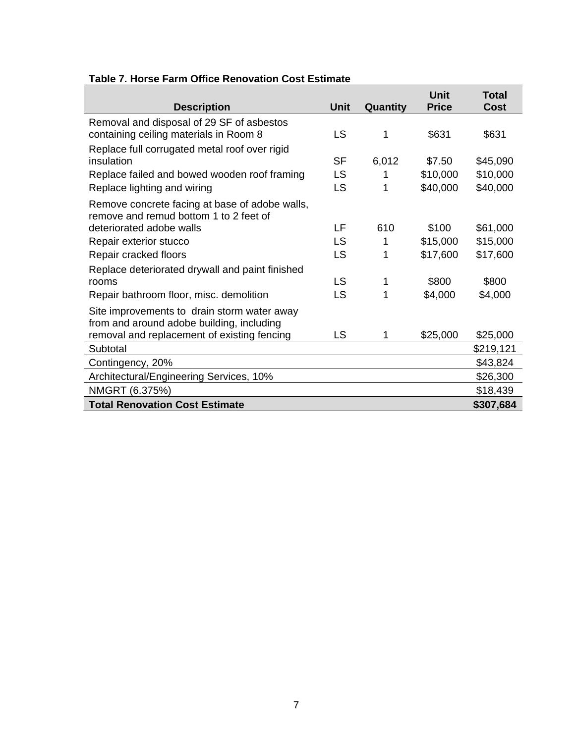**Table 7. Horse Farm Office Renovation Cost Estimate**

| Description | Unit | Quantity | Unit Price | Total Cost |
|---|---|---|---|---|
| Removal and disposal of 29 SF of asbestos containing ceiling materials in Room 8 | LS | 1 | $631 | $631 |
| Replace full corrugated metal roof over rigid insulation | SF | 6,012 | $7.50 | $45,090 |
| Replace failed and bowed wooden roof framing | LS | 1 | $10,000 | $10,000 |
| Replace lighting and wiring | LS | 1 | $40,000 | $40,000 |
| Remove concrete facing at base of adobe walls, remove and remud bottom 1 to 2 feet of deteriorated adobe walls | LF | 610 | $100 | $61,000 |
| Repair exterior stucco | LS | 1 | $15,000 | $15,000 |
| Repair cracked floors | LS | 1 | $17,600 | $17,600 |
| Replace deteriorated drywall and paint finished rooms | LS | 1 | $800 | $800 |
| Repair bathroom floor, misc. demolition | LS | 1 | $4,000 | $4,000 |
| Site improvements to drain storm water away from and around adobe building, including removal and replacement of existing fencing | LS | 1 | $25,000 | $25,000 |
| Subtotal | | | | $219,121 |
| Contingency, 20% | | | | $43,824 |
| Architectural/Engineering Services, 10% | | | | $26,300 |
| NMGRT (6.375%) | | | | $18,439 |
| **Total Renovation Cost Estimate** | | | | **$307,684** |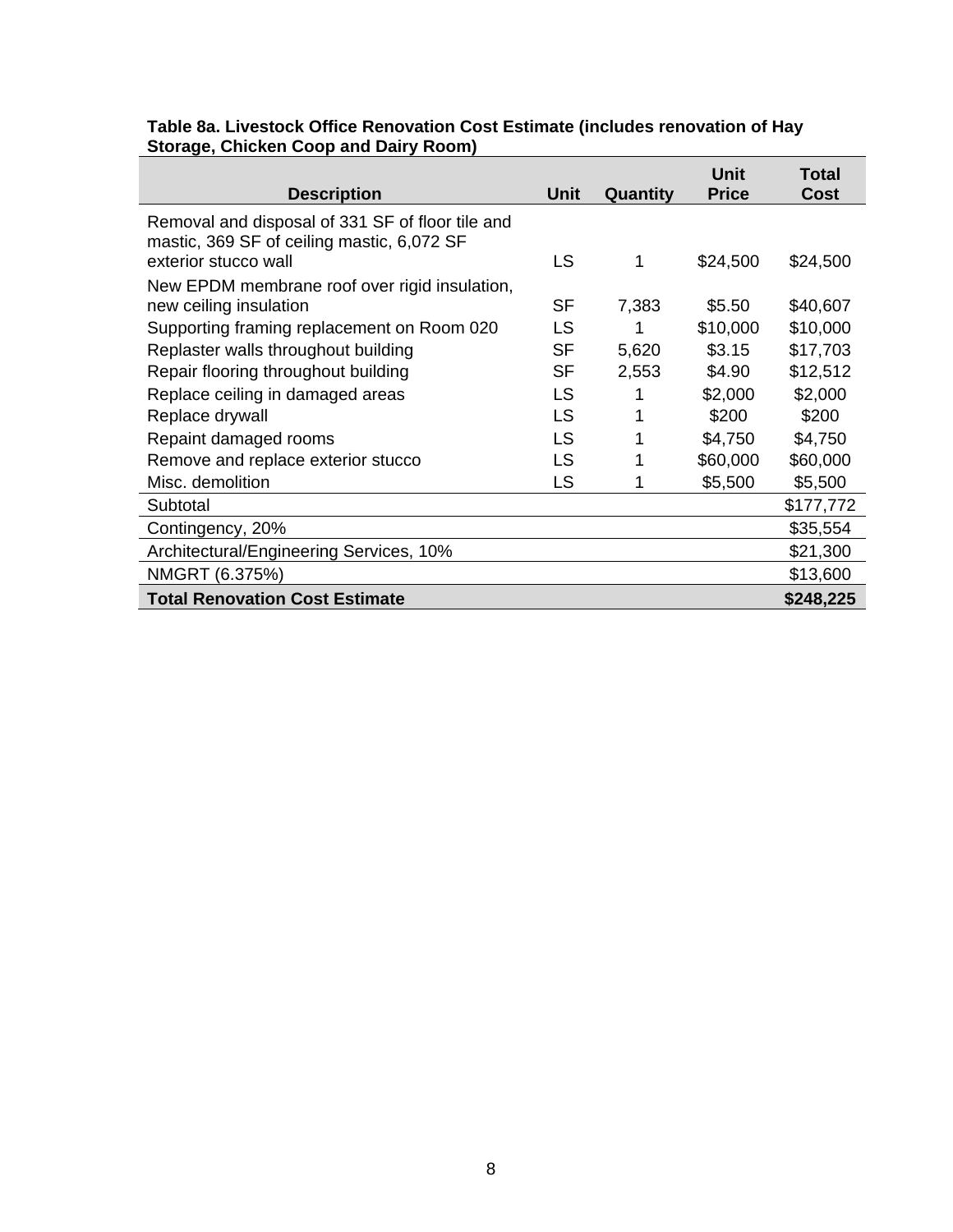**Table 8a. Livestock Office Renovation Cost Estimate (includes renovation of Hay Storage, Chicken Coop and Dairy Room)**

| Description | Unit | Quantity | Unit Price | Total Cost |
|---|---|---|---|---|
| Removal and disposal of 331 SF of floor tile and mastic, 369 SF of ceiling mastic, 6,072 SF exterior stucco wall | LS | 1 | $24,500 | $24,500 |
| New EPDM membrane roof over rigid insulation, new ceiling insulation | SF | 7,383 | $5.50 | $40,607 |
| Supporting framing replacement on Room 020 | LS | 1 | $10,000 | $10,000 |
| Replaster walls throughout building | SF | 5,620 | $3.15 | $17,703 |
| Repair flooring throughout building | SF | 2,553 | $4.90 | $12,512 |
| Replace ceiling in damaged areas | LS | 1 | $2,000 | $2,000 |
| Replace drywall | LS | 1 | $200 | $200 |
| Repaint damaged rooms | LS | 1 | $4,750 | $4,750 |
| Remove and replace exterior stucco | LS | 1 | $60,000 | $60,000 |
| Misc. demolition | LS | 1 | $5,500 | $5,500 |
| Subtotal | | | | $177,772 |
| Contingency, 20% | | | | $35,554 |
| Architectural/Engineering Services, 10% | | | | $21,300 |
| NMGRT (6.375%) | | | | $13,600 |
| **Total Renovation Cost Estimate** | | | | **$248,225** |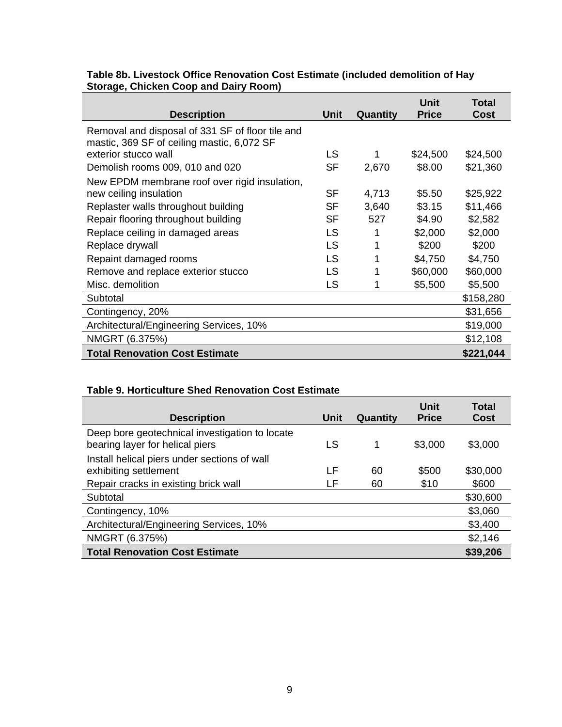**Table 8b. Livestock Office Renovation Cost Estimate (included demolition of Hay Storage, Chicken Coop and Dairy Room)**

| Description | Unit | Quantity | Unit Price | Total Cost |
|---|---|---|---|---|
| Removal and disposal of 331 SF of floor tile and mastic, 369 SF of ceiling mastic, 6,072 SF exterior stucco wall | LS | 1 | $24,500 | $24,500 |
| Demolish rooms 009, 010 and 020 | SF | 2,670 | $8.00 | $21,360 |
| New EPDM membrane roof over rigid insulation, new ceiling insulation | SF | 4,713 | $5.50 | $25,922 |
| Replaster walls throughout building | SF | 3,640 | $3.15 | $11,466 |
| Repair flooring throughout building | SF | 527 | $4.90 | $2,582 |
| Replace ceiling in damaged areas | LS | 1 | $2,000 | $2,000 |
| Replace drywall | LS | 1 | $200 | $200 |
| Repaint damaged rooms | LS | 1 | $4,750 | $4,750 |
| Remove and replace exterior stucco | LS | 1 | $60,000 | $60,000 |
| Misc. demolition | LS | 1 | $5,500 | $5,500 |
| Subtotal | | | | $158,280 |
| Contingency, 20% | | | | $31,656 |
| Architectural/Engineering Services, 10% | | | | $19,000 |
| NMGRT (6.375%) | | | | $12,108 |
| **Total Renovation Cost Estimate** | | | | **$221,044** |

**Table 9. Horticulture Shed Renovation Cost Estimate**

| Description | Unit | Quantity | Unit Price | Total Cost |
|---|---|---|---|---|
| Deep bore geotechnical investigation to locate bearing layer for helical piers | LS | 1 | $3,000 | $3,000 |
| Install helical piers under sections of wall exhibiting settlement | LF | 60 | $500 | $30,000 |
| Repair cracks in existing brick wall | LF | 60 | $10 | $600 |
| Subtotal | | | | $30,600 |
| Contingency, 10% | | | | $3,060 |
| Architectural/Engineering Services, 10% | | | | $3,400 |
| NMGRT (6.375%) | | | | $2,146 |
| **Total Renovation Cost Estimate** | | | | **$39,206** |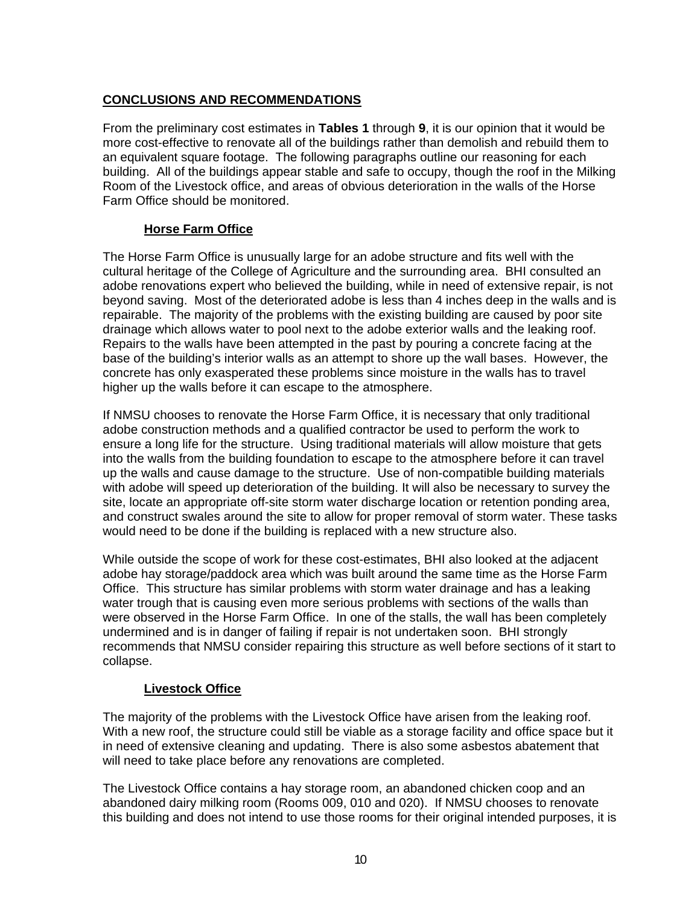## CONCLUSIONS AND RECOMMENDATIONS

From the preliminary cost estimates in **Tables 1** through **9**, it is our opinion that it would be more cost-effective to renovate all of the buildings rather than demolish and rebuild them to an equivalent square footage. The following paragraphs outline our reasoning for each building. All of the buildings appear stable and safe to occupy, though the roof in the Milking Room of the Livestock office, and areas of obvious deterioration in the walls of the Horse Farm Office should be monitored.

### Horse Farm Office

The Horse Farm Office is unusually large for an adobe structure and fits well with the cultural heritage of the College of Agriculture and the surrounding area. BHI consulted an adobe renovations expert who believed the building, while in need of extensive repair, is not beyond saving. Most of the deteriorated adobe is less than 4 inches deep in the walls and is repairable. The majority of the problems with the existing building are caused by poor site drainage which allows water to pool next to the adobe exterior walls and the leaking roof. Repairs to the walls have been attempted in the past by pouring a concrete facing at the base of the building's interior walls as an attempt to shore up the wall bases. However, the concrete has only exasperated these problems since moisture in the walls has to travel higher up the walls before it can escape to the atmosphere.

If NMSU chooses to renovate the Horse Farm Office, it is necessary that only traditional adobe construction methods and a qualified contractor be used to perform the work to ensure a long life for the structure. Using traditional materials will allow moisture that gets into the walls from the building foundation to escape to the atmosphere before it can travel up the walls and cause damage to the structure. Use of non-compatible building materials with adobe will speed up deterioration of the building. It will also be necessary to survey the site, locate an appropriate off-site storm water discharge location or retention ponding area, and construct swales around the site to allow for proper removal of storm water. These tasks would need to be done if the building is replaced with a new structure also.

While outside the scope of work for these cost-estimates, BHI also looked at the adjacent adobe hay storage/paddock area which was built around the same time as the Horse Farm Office. This structure has similar problems with storm water drainage and has a leaking water trough that is causing even more serious problems with sections of the walls than were observed in the Horse Farm Office. In one of the stalls, the wall has been completely undermined and is in danger of failing if repair is not undertaken soon. BHI strongly recommends that NMSU consider repairing this structure as well before sections of it start to collapse.

### Livestock Office

The majority of the problems with the Livestock Office have arisen from the leaking roof. With a new roof, the structure could still be viable as a storage facility and office space but it in need of extensive cleaning and updating. There is also some asbestos abatement that will need to take place before any renovations are completed.

The Livestock Office contains a hay storage room, an abandoned chicken coop and an abandoned dairy milking room (Rooms 009, 010 and 020). If NMSU chooses to renovate this building and does not intend to use those rooms for their original intended purposes, it is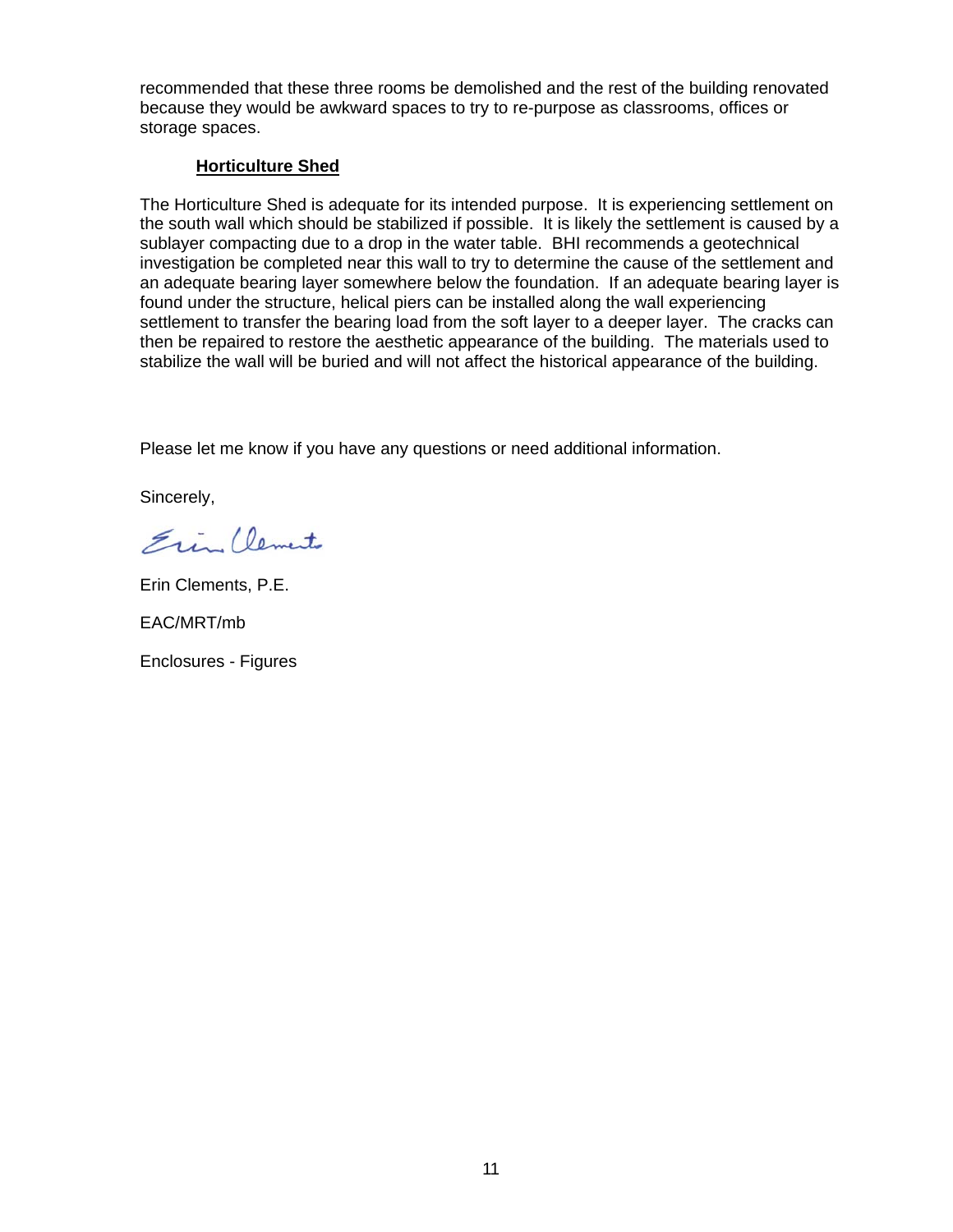recommended that these three rooms be demolished and the rest of the building renovated because they would be awkward spaces to try to re-purpose as classrooms, offices or storage spaces.

**Horticulture Shed**

The Horticulture Shed is adequate for its intended purpose. It is experiencing settlement on the south wall which should be stabilized if possible. It is likely the settlement is caused by a sublayer compacting due to a drop in the water table. BHI recommends a geotechnical investigation be completed near this wall to try to determine the cause of the settlement and an adequate bearing layer somewhere below the foundation. If an adequate bearing layer is found under the structure, helical piers can be installed along the wall experiencing settlement to transfer the bearing load from the soft layer to a deeper layer. The cracks can then be repaired to restore the aesthetic appearance of the building. The materials used to stabilize the wall will be buried and will not affect the historical appearance of the building.

Please let me know if you have any questions or need additional information.

Sincerely,

Erin Clements

Erin Clements, P.E.

EAC/MRT/mb

Enclosures - Figures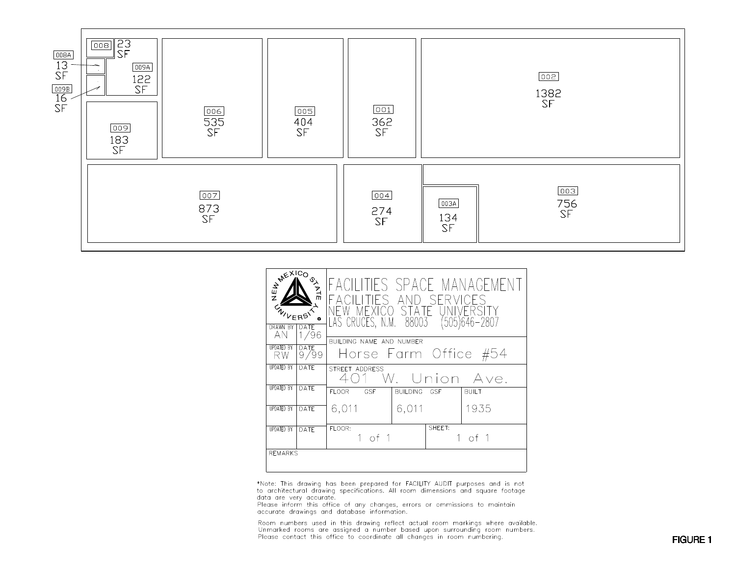| Room | Area |
|---|---|
| 008 | 23 SF |
| 008A | 13 SF |
| 009A | 122 SF |
| 009B | 16 SF |
| 009 | 183 SF |
| 006 | 535 SF |
| 005 | 404 SF |
| 001 | 362 SF |
| 002 | 1382 SF |
| 007 | 873 SF |
| 004 | 274 SF |
| 003A | 134 SF |
| 003 | 756 SF |

**FACILITIES SPACE MANAGEMENT**
FACILITIES AND SERVICES
NEW MEXICO STATE UNIVERSITY
LAS CRUCES, N.M. 88003 (505)646-2807

| DRAWN BY | DATE |
|---|---|
| AN | 1/96 |
| **UPDATED BY** | **DATE** |
| RW | 9/99 |
| UPDATED BY | DATE |
| UPDATED BY | DATE |
| UPDATED BY | DATE |
| UPDATED BY | DATE |

BUILDING NAME AND NUMBER: Horse Farm Office #54

STREET ADDRESS: 401 W. Union Ave.

| FLOOR GSF | BUILDING GSF | BUILT |
|---|---|---|
| 6,011 | 6,011 | 1935 |

| FLOOR: | SHEET: |
|---|---|
| 1 of 1 | 1 of 1 |

REMARKS

*Note: This drawing has been prepared for FACILITY AUDIT purposes and is not to architectural drawing specifications. All room dimensions and square footage data are very accurate.
Please inform this office of any changes, errors or ommissions to maintain accurate drawings and database information.

Room numbers used in this drawing reflect actual room markings where available. Unmarked rooms are assigned a number based upon surrounding room numbers. Please contact this office to coordinate all changes in room numbering.

**FIGURE 1**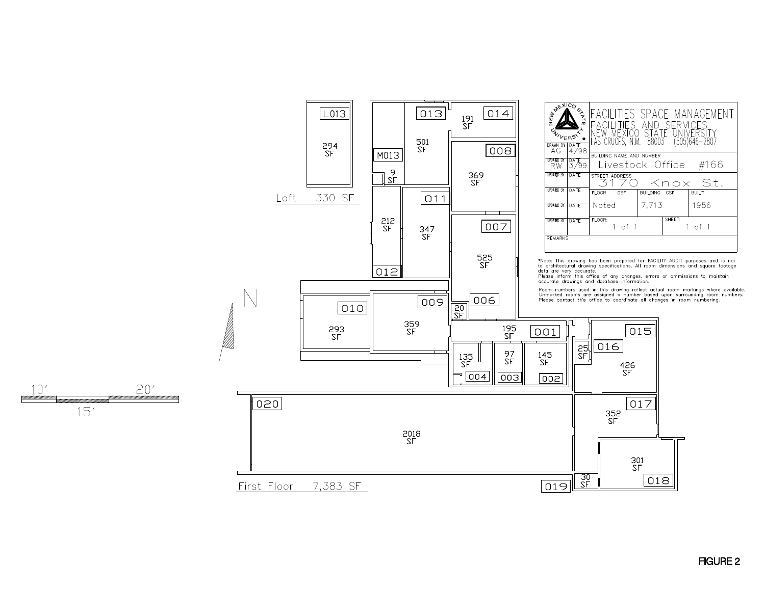**FACILITIES SPACE MANAGEMENT**
FACILITIES AND SERVICES
NEW MEXICO STATE UNIVERSITY
LAS CRUCES, N.M. 88003 (505)646-2807

| DRAWN BY | DATE | BUILDING NAME AND NUMBER | | |
|---|---|---|---|---|
| AG | 4/98 | Livestock Office #166 | | |
| UPDATED BY | DATE | STREET ADDRESS | | |
| RW | 3/99 | 3170 Knox St. | | |
| UPDATED BY | DATE | FLOOR GSF | BUILDING GSF | BUILT |
| UPDATED BY | DATE | Noted | 7,713 | 1956 |
| UPDATED BY | DATE | FLOOR: 1 of 1 | SHEET: 1 of 1 | |
| REMARKS | | | | |

*Note: This drawing has been prepared for FACILITY AUDIT purposes and is not to architectural drawing specifications. All room dimensions and square footage data are very accurate.
Please inform this office of any changes, errors or ommissions to maintain accurate drawings and database information.

Room numbers used in this drawing reflect actual room markings where available. Unmarked rooms are assigned a number based upon surrounding room numbers. Please contact this office to coordinate all changes in room numbering.

Loft 330 SF

First Floor 7,383 SF

| Room | SF |
|---|---|
| L013 | 294 |
| 013 | 501 |
| 014 | 191 |
| M013 | 9 |
| 008 | 369 |
| 011 | 347 |
| 012 | 212 |
| 007 | 525 |
| 006 | 20 |
| 010 | 293 |
| 009 | 359 |
| 001 | 195 |
| 004 | 135 |
| 003 | 97 |
| 002 | 145 |
| 016 | 25 |
| 015 | 426 |
| 017 | 352 |
| 018 | 301 |
| 019 | 30 |
| 020 | 2018 |

N

10′ 15′ 20′

FIGURE 2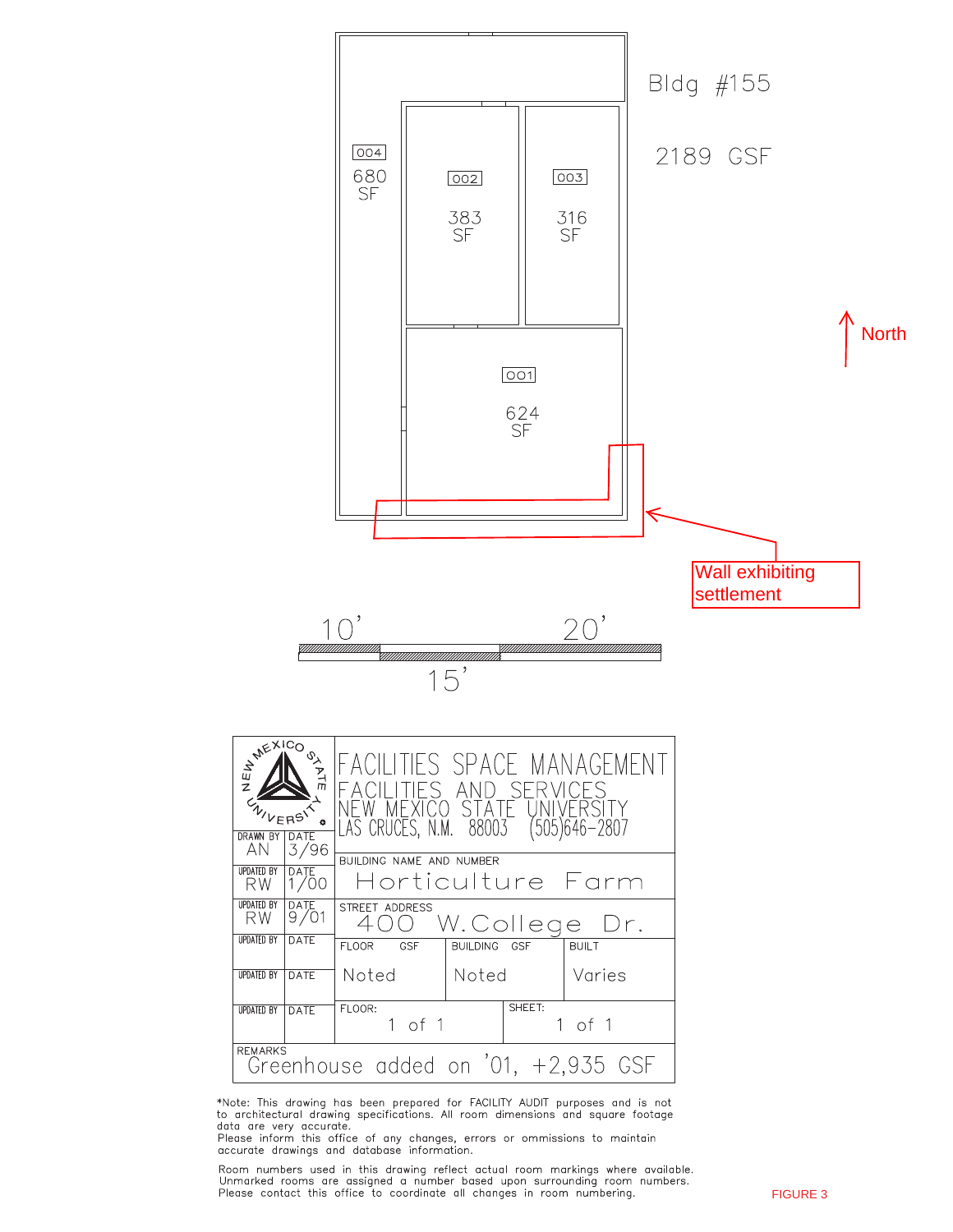Bldg #155

2189 GSF

004
680
SF

002
383
SF

003
316
SF

001
624
SF

North

Wall exhibiting settlement

10'

20'

15'

| | |
|---|---|
| NEW MEXICO STATE UNIVERSITY | FACILITIES SPACE MANAGEMENT<br>FACILITIES AND SERVICES<br>NEW MEXICO STATE UNIVERSITY<br>LAS CRUCES, N.M. 88003 (505)646-2807 |

| | | | | |
|---|---|---|---|---|
| DRAWN BY AN | DATE 3/96 | | | |
| UPDATED BY RW | DATE 1/00 | BUILDING NAME AND NUMBER: Horticulture Farm | | |
| UPDATED BY RW | DATE 9/01 | STREET ADDRESS: 400 W.College Dr. | | |
| UPDATED BY | DATE | FLOOR GSF: Noted | BUILDING GSF: Noted | BUILT: Varies |
| UPDATED BY | DATE | | | |
| UPDATED BY | DATE | FLOOR: 1 of 1 | SHEET: 1 of 1 | |

REMARKS
Greenhouse added on '01, +2,935 GSF

*Note: This drawing has been prepared for FACILITY AUDIT purposes and is not to architectural drawing specifications. All room dimensions and square footage data are very accurate.
Please inform this office of any changes, errors or ommissions to maintain accurate drawings and database information.

Room numbers used in this drawing reflect actual room markings where available. Unmarked rooms are assigned a number based upon surrounding room numbers. Please contact this office to coordinate all changes in room numbering.

FIGURE 3